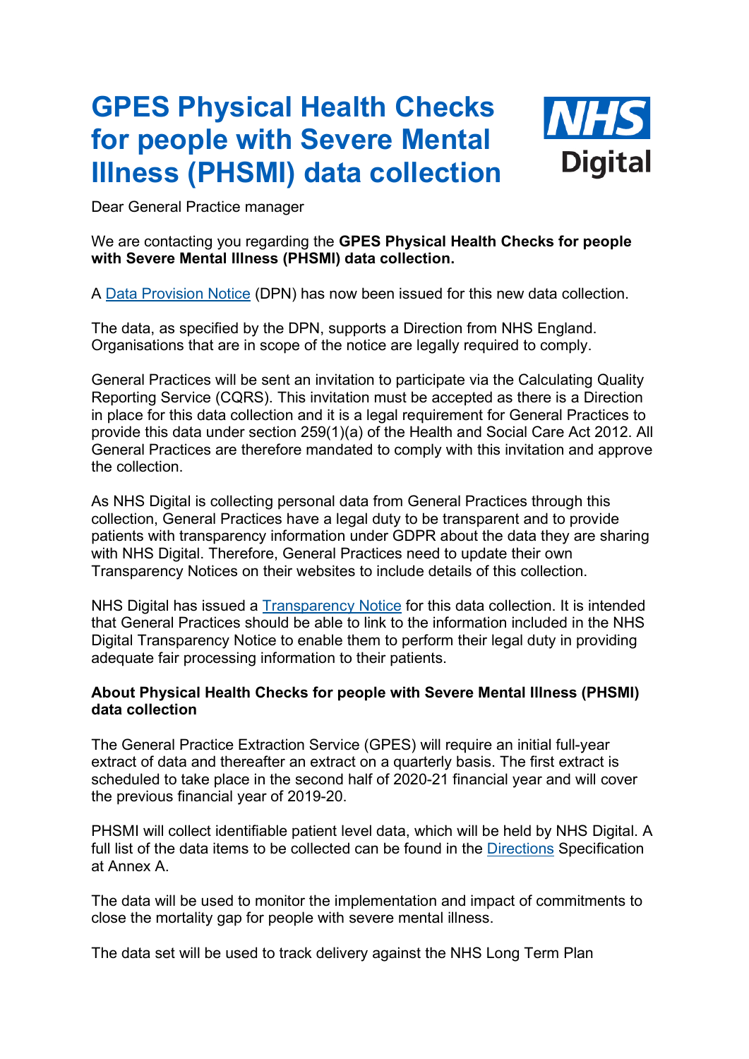# GPES Physical Health Checks for people with Severe Mental Illness (PHSMI) data collection

NHS Digital

Dear General Practice manager

We are contacting you regarding the **GPES Physical Health Checks for people with Severe Mental Illness (PHSMI) data collection.**

A [Data Provision Notice](#) (DPN) has now been issued for this new data collection.

The data, as specified by the DPN, supports a Direction from NHS England. Organisations that are in scope of the notice are legally required to comply.

General Practices will be sent an invitation to participate via the Calculating Quality Reporting Service (CQRS). This invitation must be accepted as there is a Direction in place for this data collection and it is a legal requirement for General Practices to provide this data under section 259(1)(a) of the Health and Social Care Act 2012. All General Practices are therefore mandated to comply with this invitation and approve the collection.

As NHS Digital is collecting personal data from General Practices through this collection, General Practices have a legal duty to be transparent and to provide patients with transparency information under GDPR about the data they are sharing with NHS Digital. Therefore, General Practices need to update their own Transparency Notices on their websites to include details of this collection.

NHS Digital has issued a [Transparency Notice](#) for this data collection. It is intended that General Practices should be able to link to the information included in the NHS Digital Transparency Notice to enable them to perform their legal duty in providing adequate fair processing information to their patients.

**About Physical Health Checks for people with Severe Mental Illness (PHSMI) data collection**

The General Practice Extraction Service (GPES) will require an initial full-year extract of data and thereafter an extract on a quarterly basis. The first extract is scheduled to take place in the second half of 2020-21 financial year and will cover the previous financial year of 2019-20.

PHSMI will collect identifiable patient level data, which will be held by NHS Digital. A full list of the data items to be collected can be found in the [Directions](#) Specification at Annex A.

The data will be used to monitor the implementation and impact of commitments to close the mortality gap for people with severe mental illness.

The data set will be used to track delivery against the NHS Long Term Plan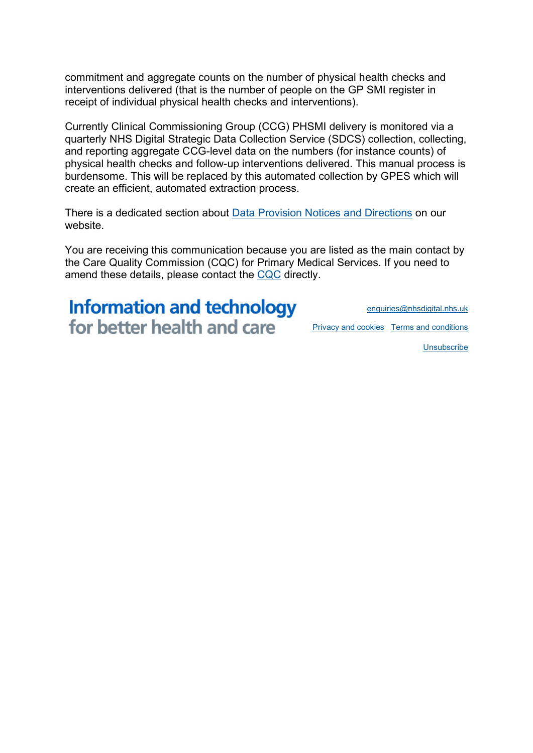commitment and aggregate counts on the number of physical health checks and interventions delivered (that is the number of people on the GP SMI register in receipt of individual physical health checks and interventions).

Currently Clinical Commissioning Group (CCG) PHSMI delivery is monitored via a quarterly NHS Digital Strategic Data Collection Service (SDCS) collection, collecting, and reporting aggregate CCG-level data on the numbers (for instance counts) of physical health checks and follow-up interventions delivered. This manual process is burdensome. This will be replaced by this automated collection by GPES which will create an efficient, automated extraction process.

There is a dedicated section about Data Provision Notices and Directions on our website.

You are receiving this communication because you are listed as the main contact by the Care Quality Commission (CQC) for Primary Medical Services. If you need to amend these details, please contact the CQC directly.

**Information and technology**
**for better health and care**

enquiries@nhsdigital.nhs.uk

Privacy and cookies  Terms and conditions

Unsubscribe